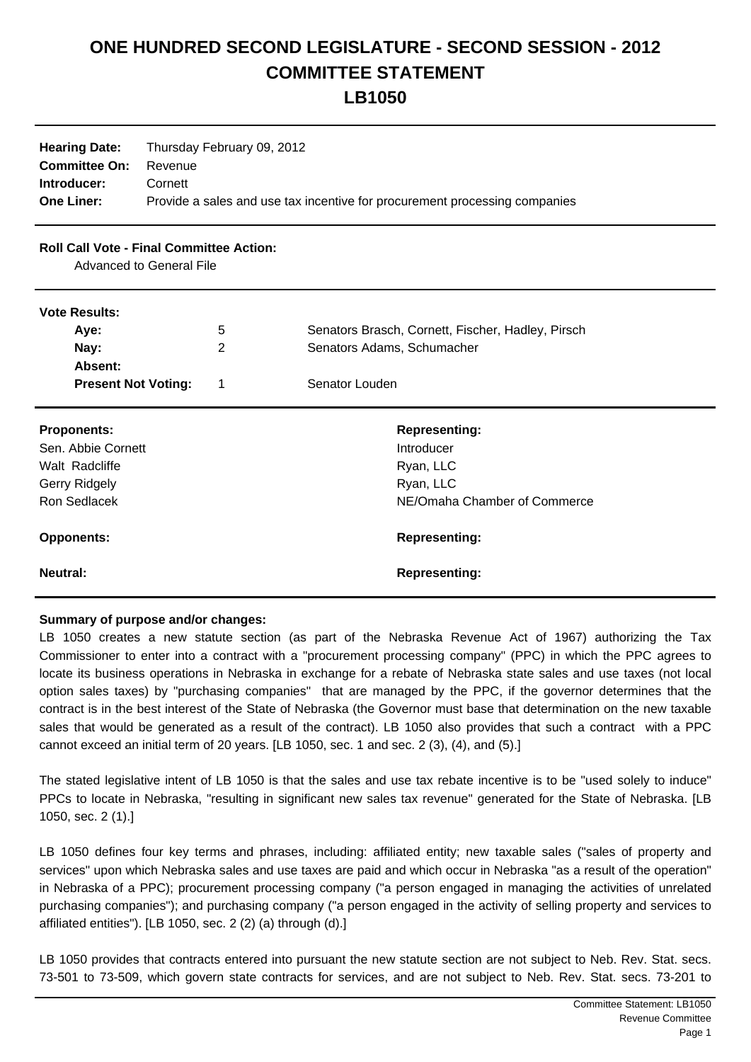# ONE HUNDRED SECOND LEGISLATURE - SECOND SESSION - 2012
# COMMITTEE STATEMENT
# LB1050

| | |
|---|---|
| **Hearing Date:** | Thursday February 09, 2012 |
| **Committee On:** | Revenue |
| **Introducer:** | Cornett |
| **One Liner:** | Provide a sales and use tax incentive for procurement processing companies |

**Roll Call Vote - Final Committee Action:**

Advanced to General File

**Vote Results:**

| | | |
|---|---|---|
| **Aye:** | 5 | Senators Brasch, Cornett, Fischer, Hadley, Pirsch |
| **Nay:** | 2 | Senators Adams, Schumacher |
| **Absent:** | | |
| **Present Not Voting:** | 1 | Senator Louden |

| **Proponents:** | **Representing:** |
|---|---|
| Sen. Abbie Cornett | Introducer |
| Walt Radcliffe | Ryan, LLC |
| Gerry Ridgely | Ryan, LLC |
| Ron Sedlacek | NE/Omaha Chamber of Commerce |

| **Opponents:** | **Representing:** |
|---|---|

| **Neutral:** | **Representing:** |
|---|---|

**Summary of purpose and/or changes:**

LB 1050 creates a new statute section (as part of the Nebraska Revenue Act of 1967) authorizing the Tax Commissioner to enter into a contract with a "procurement processing company" (PPC) in which the PPC agrees to locate its business operations in Nebraska in exchange for a rebate of Nebraska state sales and use taxes (not local option sales taxes) by "purchasing companies" that are managed by the PPC, if the governor determines that the contract is in the best interest of the State of Nebraska (the Governor must base that determination on the new taxable sales that would be generated as a result of the contract). LB 1050 also provides that such a contract with a PPC cannot exceed an initial term of 20 years. [LB 1050, sec. 1 and sec. 2 (3), (4), and (5).]

The stated legislative intent of LB 1050 is that the sales and use tax rebate incentive is to be "used solely to induce" PPCs to locate in Nebraska, "resulting in significant new sales tax revenue" generated for the State of Nebraska. [LB 1050, sec. 2 (1).]

LB 1050 defines four key terms and phrases, including: affiliated entity; new taxable sales ("sales of property and services" upon which Nebraska sales and use taxes are paid and which occur in Nebraska "as a result of the operation" in Nebraska of a PPC); procurement processing company ("a person engaged in managing the activities of unrelated purchasing companies"); and purchasing company ("a person engaged in the activity of selling property and services to affiliated entities"). [LB 1050, sec. 2 (2) (a) through (d).]

LB 1050 provides that contracts entered into pursuant the new statute section are not subject to Neb. Rev. Stat. secs. 73-501 to 73-509, which govern state contracts for services, and are not subject to Neb. Rev. Stat. secs. 73-201 to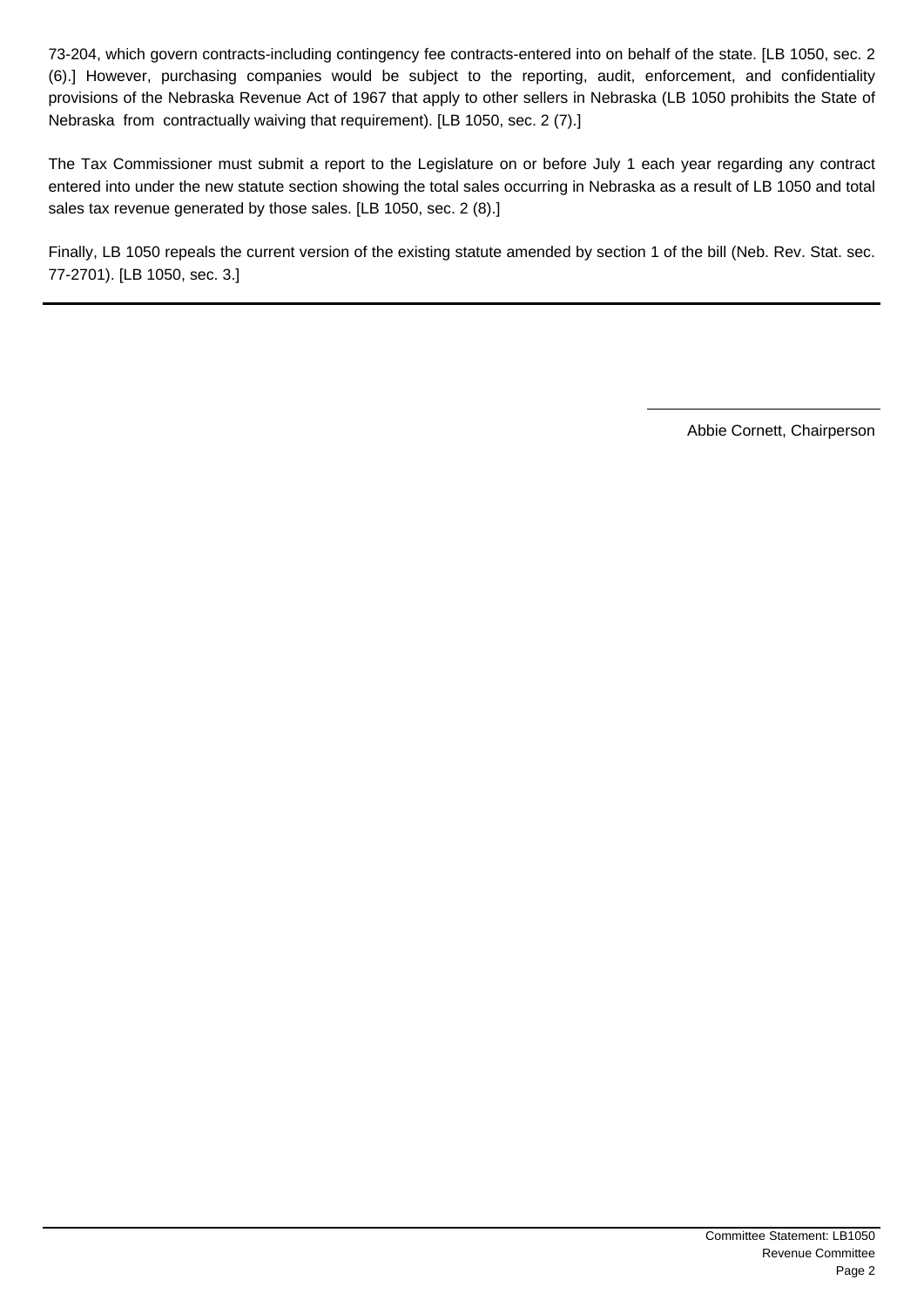73-204, which govern contracts-including contingency fee contracts-entered into on behalf of the state. [LB 1050, sec. 2 (6).] However, purchasing companies would be subject to the reporting, audit, enforcement, and confidentiality provisions of the Nebraska Revenue Act of 1967 that apply to other sellers in Nebraska (LB 1050 prohibits the State of Nebraska from contractually waiving that requirement). [LB 1050, sec. 2 (7).]

The Tax Commissioner must submit a report to the Legislature on or before July 1 each year regarding any contract entered into under the new statute section showing the total sales occurring in Nebraska as a result of LB 1050 and total sales tax revenue generated by those sales. [LB 1050, sec. 2 (8).]

Finally, LB 1050 repeals the current version of the existing statute amended by section 1 of the bill (Neb. Rev. Stat. sec. 77-2701). [LB 1050, sec. 3.]

---

Abbie Cornett, Chairperson